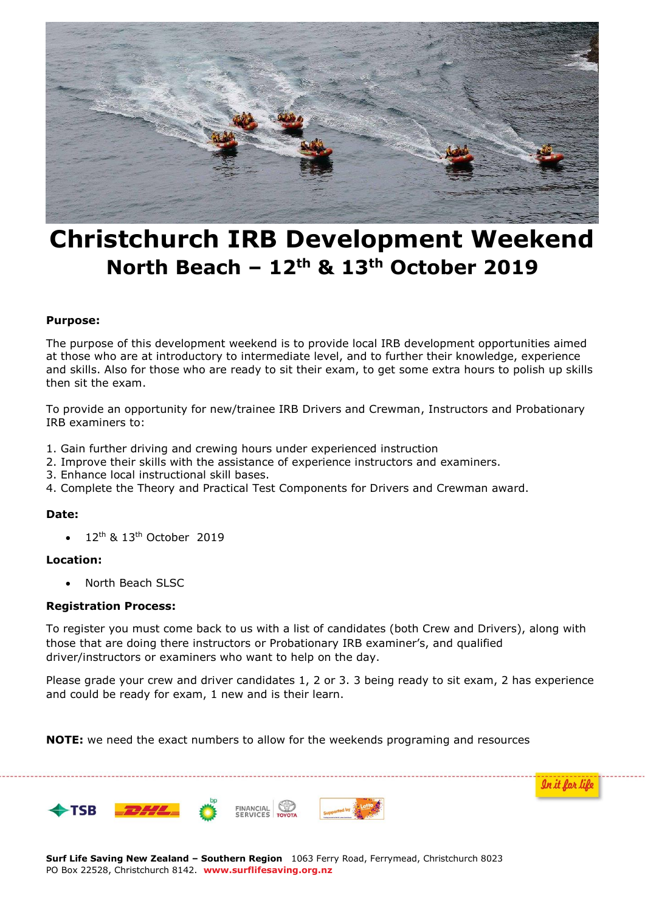# Christchurch IRB Development Weekend

## North Beach – 12th & 13th October 2019

**Purpose:**

The purpose of this development weekend is to provide local IRB development opportunities aimed at those who are at introductory to intermediate level, and to further their knowledge, experience and skills. Also for those who are ready to sit their exam, to get some extra hours to polish up skills then sit the exam.

To provide an opportunity for new/trainee IRB Drivers and Crewman, Instructors and Probationary IRB examiners to:

1. Gain further driving and crewing hours under experienced instruction
2. Improve their skills with the assistance of experience instructors and examiners.
3. Enhance local instructional skill bases.
4. Complete the Theory and Practical Test Components for Drivers and Crewman award.

**Date:**

- 12th & 13th October 2019

**Location:**

- North Beach SLSC

**Registration Process:**

To register you must come back to us with a list of candidates (both Crew and Drivers), along with those that are doing there instructors or Probationary IRB examiner's, and qualified driver/instructors or examiners who want to help on the day.

Please grade your crew and driver candidates 1, 2 or 3. 3 being ready to sit exam, 2 has experience and could be ready for exam, 1 new and is their learn.

**NOTE:** we need the exact numbers to allow for the weekends programing and resources

*In it for life*

**Surf Life Saving New Zealand – Southern Region** 1063 Ferry Road, Ferrymead, Christchurch 8023
PO Box 22528, Christchurch 8142. **www.surflifesaving.org.nz**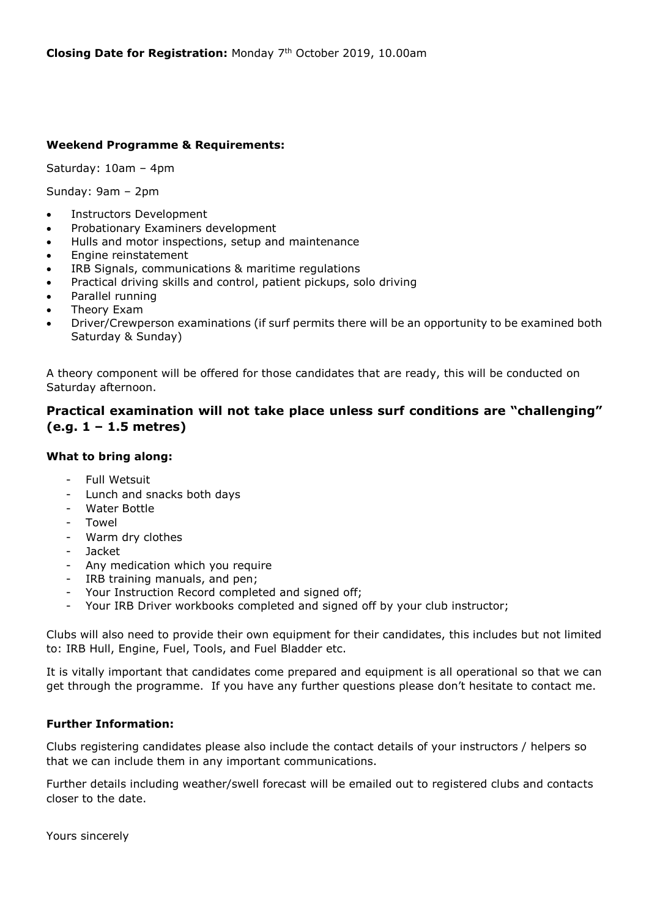**Closing Date for Registration:** Monday 7th October 2019, 10.00am

**Weekend Programme & Requirements:**

Saturday: 10am – 4pm

Sunday: 9am – 2pm

- Instructors Development
- Probationary Examiners development
- Hulls and motor inspections, setup and maintenance
- Engine reinstatement
- IRB Signals, communications & maritime regulations
- Practical driving skills and control, patient pickups, solo driving
- Parallel running
- Theory Exam
- Driver/Crewperson examinations (if surf permits there will be an opportunity to be examined both Saturday & Sunday)

A theory component will be offered for those candidates that are ready, this will be conducted on Saturday afternoon.

## Practical examination will not take place unless surf conditions are "challenging" (e.g. 1 – 1.5 metres)

**What to bring along:**

- Full Wetsuit
- Lunch and snacks both days
- Water Bottle
- Towel
- Warm dry clothes
- Jacket
- Any medication which you require
- IRB training manuals, and pen;
- Your Instruction Record completed and signed off;
- Your IRB Driver workbooks completed and signed off by your club instructor;

Clubs will also need to provide their own equipment for their candidates, this includes but not limited to: IRB Hull, Engine, Fuel, Tools, and Fuel Bladder etc.

It is vitally important that candidates come prepared and equipment is all operational so that we can get through the programme. If you have any further questions please don't hesitate to contact me.

**Further Information:**

Clubs registering candidates please also include the contact details of your instructors / helpers so that we can include them in any important communications.

Further details including weather/swell forecast will be emailed out to registered clubs and contacts closer to the date.

Yours sincerely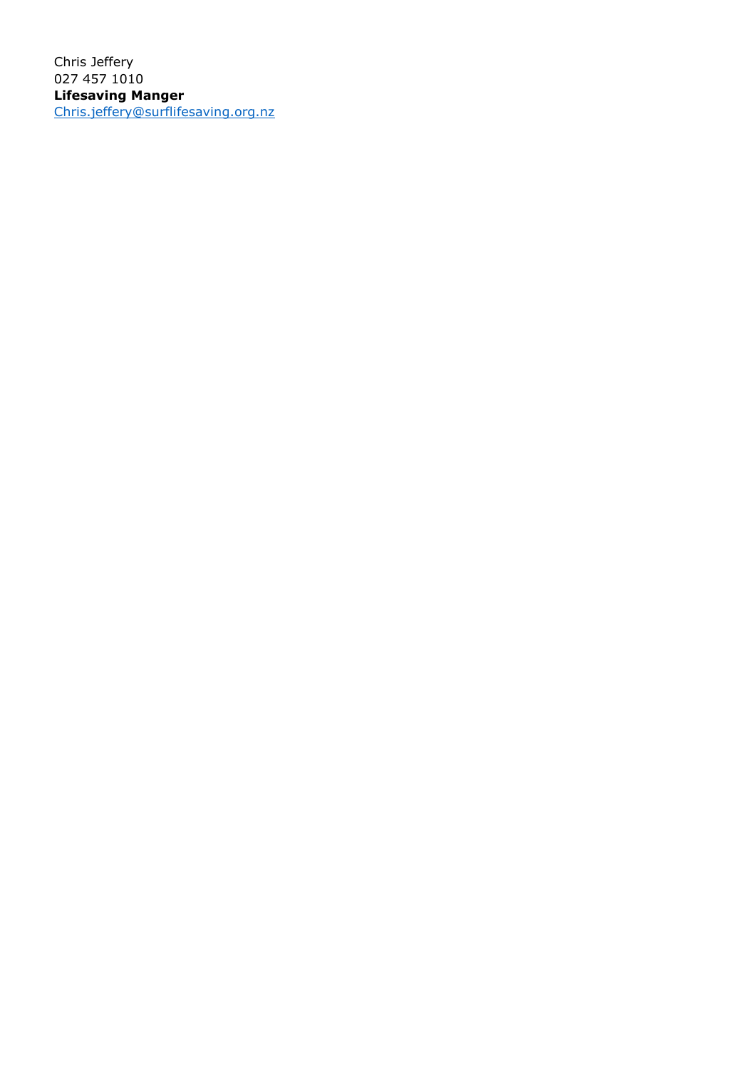Chris Jeffery
027 457 1010
**Lifesaving Manger**
[Chris.jeffery@surflifesaving.org.nz](mailto:Chris.jeffery@surflifesaving.org.nz)